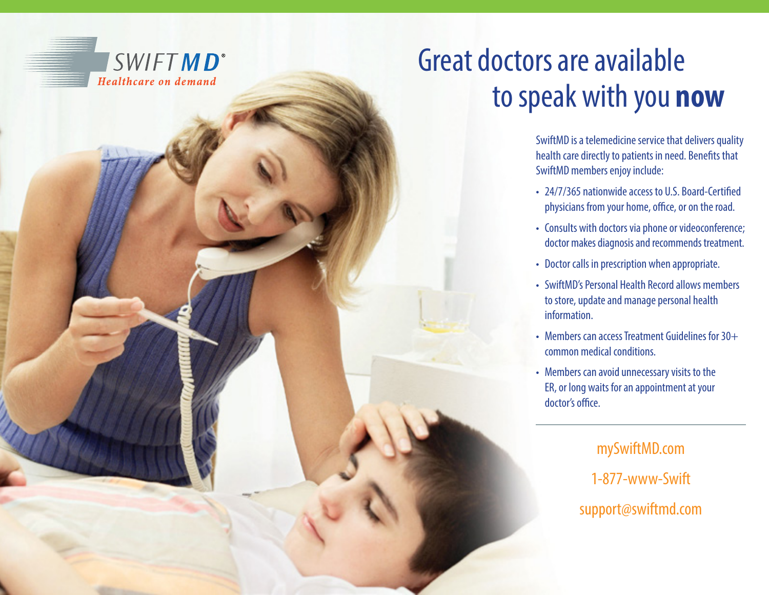SWIFT MD®
*Healthcare on demand*

# Great doctors are available to speak with you **now**

SwiftMD is a telemedicine service that delivers quality health care directly to patients in need. Benefits that SwiftMD members enjoy include:

- 24/7/365 nationwide access to U.S. Board-Certified physicians from your home, office, or on the road.
- Consults with doctors via phone or videoconference; doctor makes diagnosis and recommends treatment.
- Doctor calls in prescription when appropriate.
- SwiftMD's Personal Health Record allows members to store, update and manage personal health information.
- Members can access Treatment Guidelines for 30+ common medical conditions.
- Members can avoid unnecessary visits to the ER, or long waits for an appointment at your doctor's office.

---

mySwiftMD.com

1-877-www-Swift

support@swiftmd.com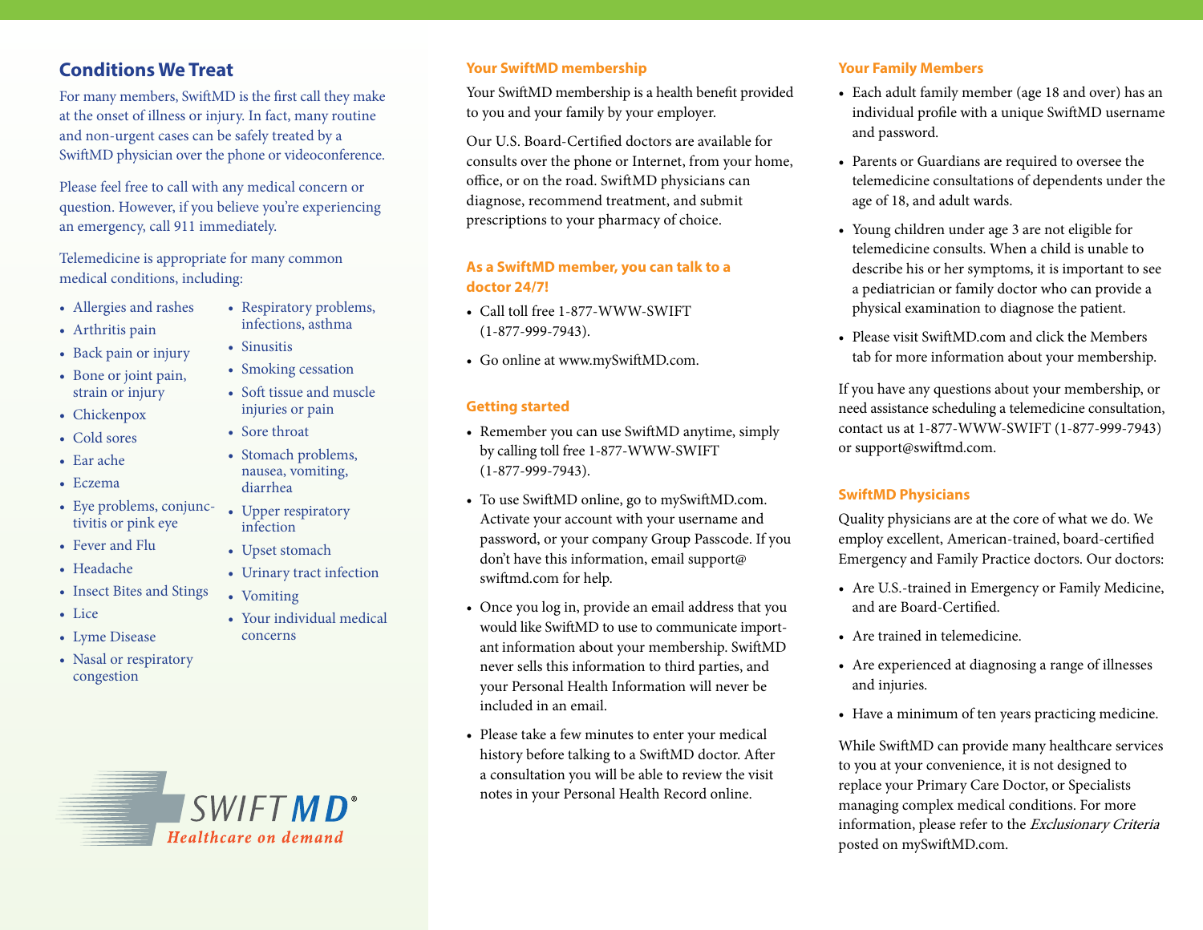## Conditions We Treat

For many members, SwiftMD is the first call they make at the onset of illness or injury. In fact, many routine and non-urgent cases can be safely treated by a SwiftMD physician over the phone or videoconference.

Please feel free to call with any medical concern or question. However, if you believe you're experiencing an emergency, call 911 immediately.

Telemedicine is appropriate for many common medical conditions, including:

- Allergies and rashes
- Arthritis pain
- Back pain or injury
- Bone or joint pain, strain or injury
- Chickenpox
- Cold sores
- Ear ache
- Eczema
- Eye problems, conjunctivitis or pink eye
- Fever and Flu
- Headache
- Insect Bites and Stings
- Lice
- Lyme Disease
- Nasal or respiratory congestion
- Respiratory problems, infections, asthma
- Sinusitis
- Smoking cessation
- Soft tissue and muscle injuries or pain
- Sore throat
- Stomach problems, nausea, vomiting, diarrhea
- Upper respiratory infection
- Upset stomach
- Urinary tract infection
- Vomiting
- Your individual medical concerns

SWIFT MD®
Healthcare on demand

### Your SwiftMD membership

Your SwiftMD membership is a health benefit provided to you and your family by your employer.

Our U.S. Board-Certified doctors are available for consults over the phone or Internet, from your home, office, or on the road. SwiftMD physicians can diagnose, recommend treatment, and submit prescriptions to your pharmacy of choice.

### As a SwiftMD member, you can talk to a doctor 24/7!

- Call toll free 1-877-WWW-SWIFT (1-877-999-7943).
- Go online at www.mySwiftMD.com.

### Getting started

- Remember you can use SwiftMD anytime, simply by calling toll free 1-877-WWW-SWIFT (1-877-999-7943).
- To use SwiftMD online, go to mySwiftMD.com. Activate your account with your username and password, or your company Group Passcode. If you don't have this information, email support@swiftmd.com for help.
- Once you log in, provide an email address that you would like SwiftMD to use to communicate important information about your membership. SwiftMD never sells this information to third parties, and your Personal Health Information will never be included in an email.
- Please take a few minutes to enter your medical history before talking to a SwiftMD doctor. After a consultation you will be able to review the visit notes in your Personal Health Record online.

### Your Family Members

- Each adult family member (age 18 and over) has an individual profile with a unique SwiftMD username and password.
- Parents or Guardians are required to oversee the telemedicine consultations of dependents under the age of 18, and adult wards.
- Young children under age 3 are not eligible for telemedicine consults. When a child is unable to describe his or her symptoms, it is important to see a pediatrician or family doctor who can provide a physical examination to diagnose the patient.
- Please visit SwiftMD.com and click the Members tab for more information about your membership.

If you have any questions about your membership, or need assistance scheduling a telemedicine consultation, contact us at 1-877-WWW-SWIFT (1-877-999-7943) or support@swiftmd.com.

### SwiftMD Physicians

Quality physicians are at the core of what we do. We employ excellent, American-trained, board-certified Emergency and Family Practice doctors. Our doctors:

- Are U.S.-trained in Emergency or Family Medicine, and are Board-Certified.
- Are trained in telemedicine.
- Are experienced at diagnosing a range of illnesses and injuries.
- Have a minimum of ten years practicing medicine.

While SwiftMD can provide many healthcare services to you at your convenience, it is not designed to replace your Primary Care Doctor, or Specialists managing complex medical conditions. For more information, please refer to the *Exclusionary Criteria* posted on mySwiftMD.com.